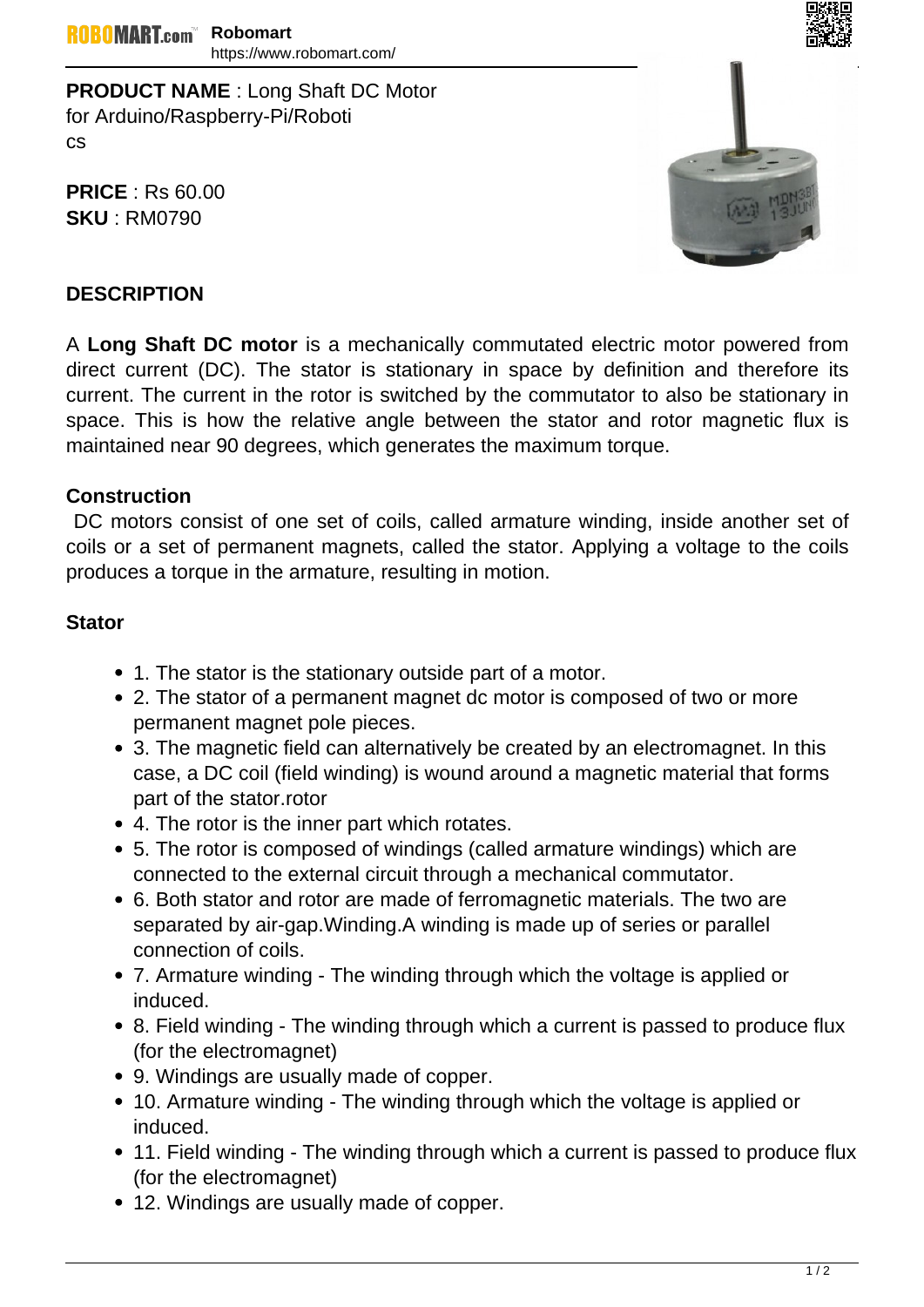**PRODUCT NAME** : Long Shaft DC Motor for Arduino/Raspberry-Pi/Robotics

**PRICE** : Rs 60.00
**SKU** : RM0790

## DESCRIPTION

A **Long Shaft DC motor** is a mechanically commutated electric motor powered from direct current (DC). The stator is stationary in space by definition and therefore its current. The current in the rotor is switched by the commutator to also be stationary in space. This is how the relative angle between the stator and rotor magnetic flux is maintained near 90 degrees, which generates the maximum torque.

### Construction

DC motors consist of one set of coils, called armature winding, inside another set of coils or a set of permanent magnets, called the stator. Applying a voltage to the coils produces a torque in the armature, resulting in motion.

### Stator

- 1. The stator is the stationary outside part of a motor.
- 2. The stator of a permanent magnet dc motor is composed of two or more permanent magnet pole pieces.
- 3. The magnetic field can alternatively be created by an electromagnet. In this case, a DC coil (field winding) is wound around a magnetic material that forms part of the stator.rotor
- 4. The rotor is the inner part which rotates.
- 5. The rotor is composed of windings (called armature windings) which are connected to the external circuit through a mechanical commutator.
- 6. Both stator and rotor are made of ferromagnetic materials. The two are separated by air-gap.Winding.A winding is made up of series or parallel connection of coils.
- 7. Armature winding - The winding through which the voltage is applied or induced.
- 8. Field winding - The winding through which a current is passed to produce flux (for the electromagnet)
- 9. Windings are usually made of copper.
- 10. Armature winding - The winding through which the voltage is applied or induced.
- 11. Field winding - The winding through which a current is passed to produce flux (for the electromagnet)
- 12. Windings are usually made of copper.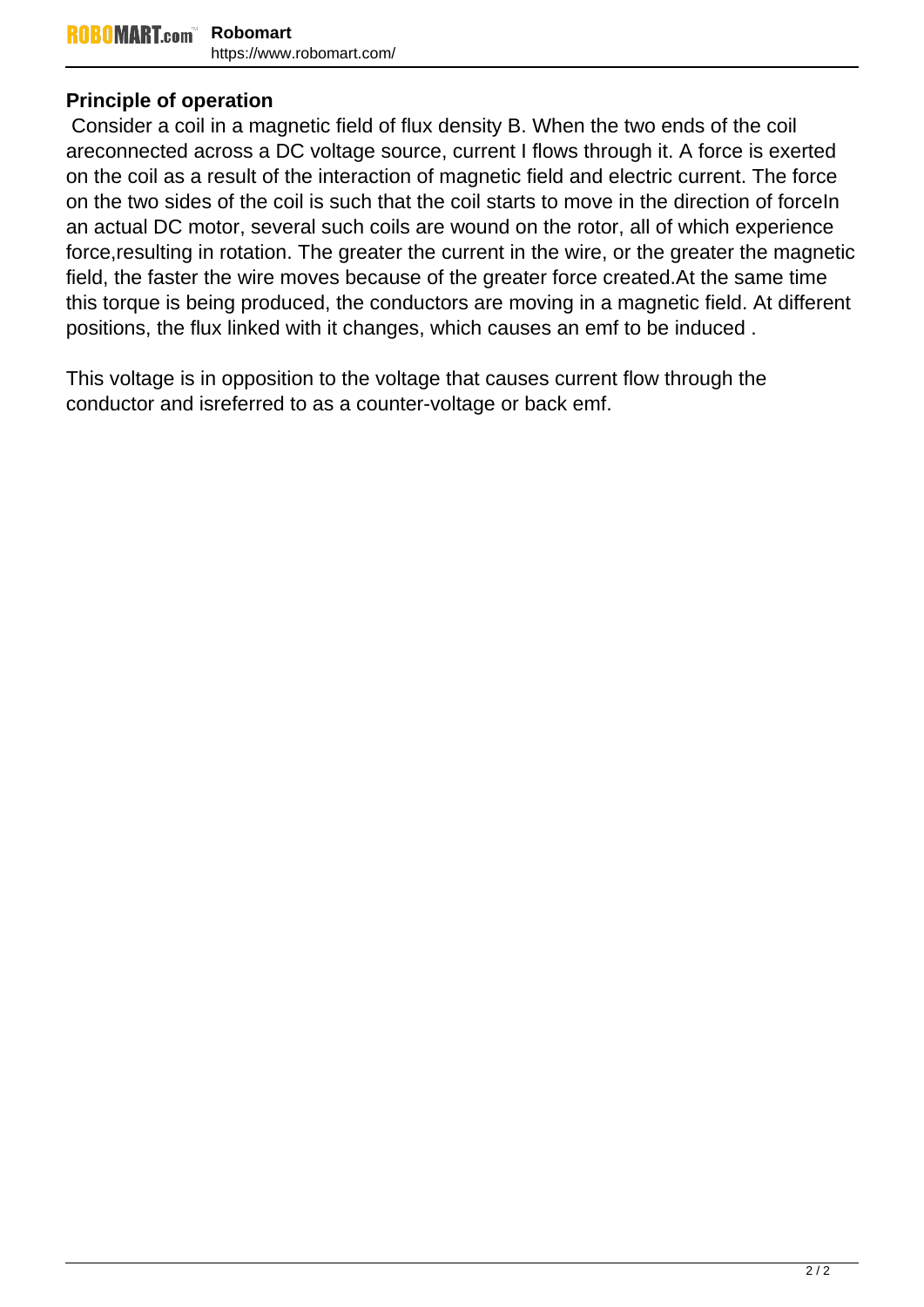**Principle of operation**

Consider a coil in a magnetic field of flux density B. When the two ends of the coil areconnected across a DC voltage source, current I flows through it. A force is exerted on the coil as a result of the interaction of magnetic field and electric current. The force on the two sides of the coil is such that the coil starts to move in the direction of forceIn an actual DC motor, several such coils are wound on the rotor, all of which experience force,resulting in rotation. The greater the current in the wire, or the greater the magnetic field, the faster the wire moves because of the greater force created.At the same time this torque is being produced, the conductors are moving in a magnetic field. At different positions, the flux linked with it changes, which causes an emf to be induced .

This voltage is in opposition to the voltage that causes current flow through the conductor and isreferred to as a counter-voltage or back emf.